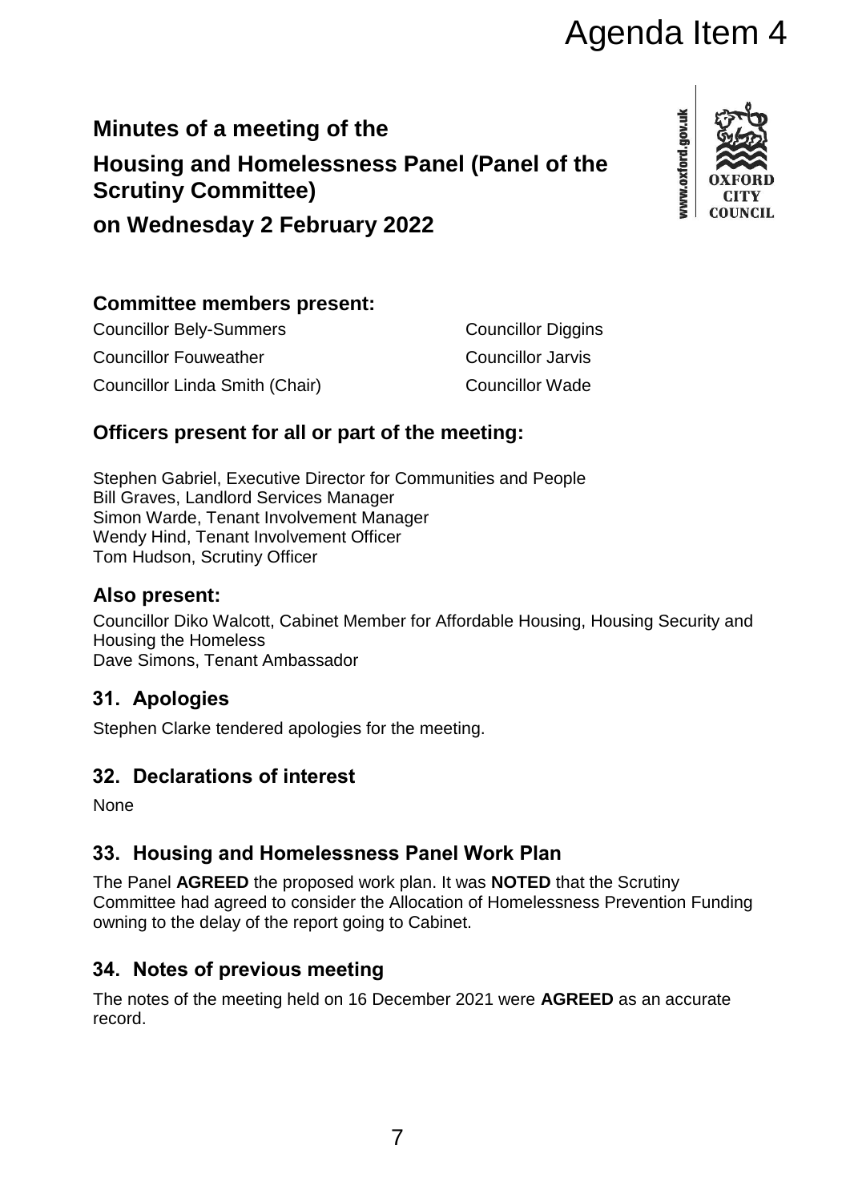Agenda Item 4

# Minutes of a meeting of the Housing and Homelessness Panel (Panel of the Scrutiny Committee) on Wednesday 2 February 2022

## Committee members present:

Councillor Bely-Summers
Councillor Diggins
Councillor Fouweather
Councillor Jarvis
Councillor Linda Smith (Chair)
Councillor Wade

## Officers present for all or part of the meeting:

Stephen Gabriel, Executive Director for Communities and People
Bill Graves, Landlord Services Manager
Simon Warde, Tenant Involvement Manager
Wendy Hind, Tenant Involvement Officer
Tom Hudson, Scrutiny Officer

## Also present:

Councillor Diko Walcott, Cabinet Member for Affordable Housing, Housing Security and Housing the Homeless
Dave Simons, Tenant Ambassador

## 31. Apologies

Stephen Clarke tendered apologies for the meeting.

## 32. Declarations of interest

None

## 33. Housing and Homelessness Panel Work Plan

The Panel **AGREED** the proposed work plan. It was **NOTED** that the Scrutiny Committee had agreed to consider the Allocation of Homelessness Prevention Funding owning to the delay of the report going to Cabinet.

## 34. Notes of previous meeting

The notes of the meeting held on 16 December 2021 were **AGREED** as an accurate record.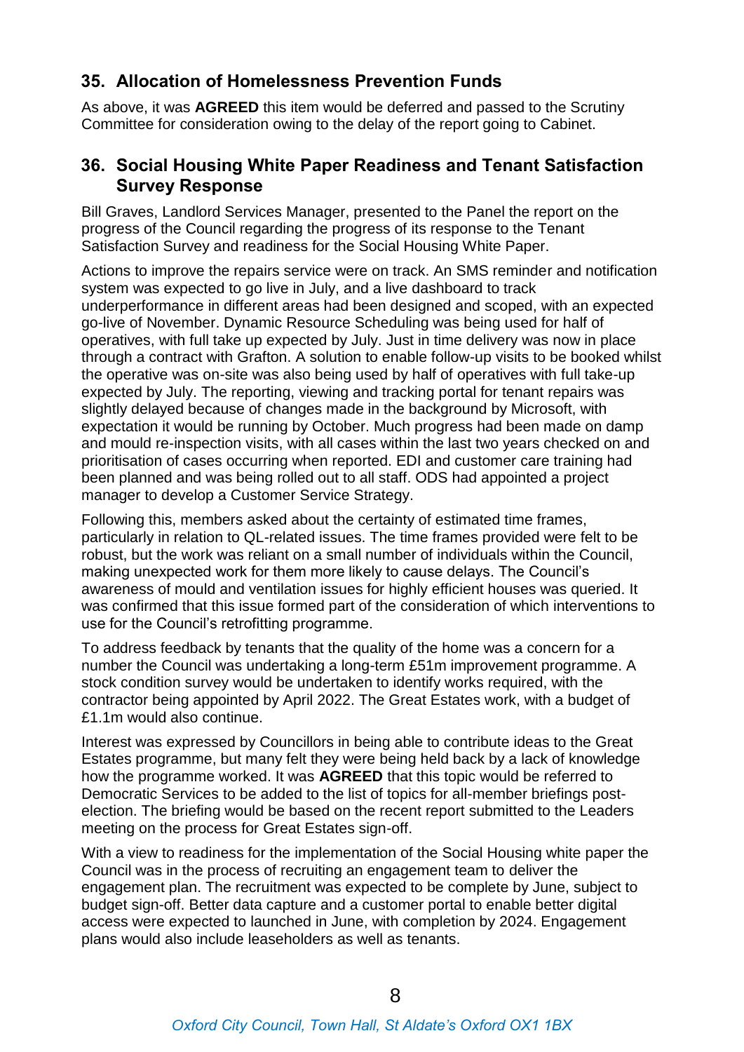## 35. Allocation of Homelessness Prevention Funds

As above, it was **AGREED** this item would be deferred and passed to the Scrutiny Committee for consideration owing to the delay of the report going to Cabinet.

## 36. Social Housing White Paper Readiness and Tenant Satisfaction Survey Response

Bill Graves, Landlord Services Manager, presented to the Panel the report on the progress of the Council regarding the progress of its response to the Tenant Satisfaction Survey and readiness for the Social Housing White Paper.

Actions to improve the repairs service were on track. An SMS reminder and notification system was expected to go live in July, and a live dashboard to track underperformance in different areas had been designed and scoped, with an expected go-live of November. Dynamic Resource Scheduling was being used for half of operatives, with full take up expected by July. Just in time delivery was now in place through a contract with Grafton. A solution to enable follow-up visits to be booked whilst the operative was on-site was also being used by half of operatives with full take-up expected by July. The reporting, viewing and tracking portal for tenant repairs was slightly delayed because of changes made in the background by Microsoft, with expectation it would be running by October. Much progress had been made on damp and mould re-inspection visits, with all cases within the last two years checked on and prioritisation of cases occurring when reported. EDI and customer care training had been planned and was being rolled out to all staff. ODS had appointed a project manager to develop a Customer Service Strategy.

Following this, members asked about the certainty of estimated time frames, particularly in relation to QL-related issues. The time frames provided were felt to be robust, but the work was reliant on a small number of individuals within the Council, making unexpected work for them more likely to cause delays. The Council's awareness of mould and ventilation issues for highly efficient houses was queried. It was confirmed that this issue formed part of the consideration of which interventions to use for the Council's retrofitting programme.

To address feedback by tenants that the quality of the home was a concern for a number the Council was undertaking a long-term £51m improvement programme. A stock condition survey would be undertaken to identify works required, with the contractor being appointed by April 2022. The Great Estates work, with a budget of £1.1m would also continue.

Interest was expressed by Councillors in being able to contribute ideas to the Great Estates programme, but many felt they were being held back by a lack of knowledge how the programme worked. It was **AGREED** that this topic would be referred to Democratic Services to be added to the list of topics for all-member briefings post-election. The briefing would be based on the recent report submitted to the Leaders meeting on the process for Great Estates sign-off.

With a view to readiness for the implementation of the Social Housing white paper the Council was in the process of recruiting an engagement team to deliver the engagement plan. The recruitment was expected to be complete by June, subject to budget sign-off. Better data capture and a customer portal to enable better digital access were expected to launched in June, with completion by 2024. Engagement plans would also include leaseholders as well as tenants.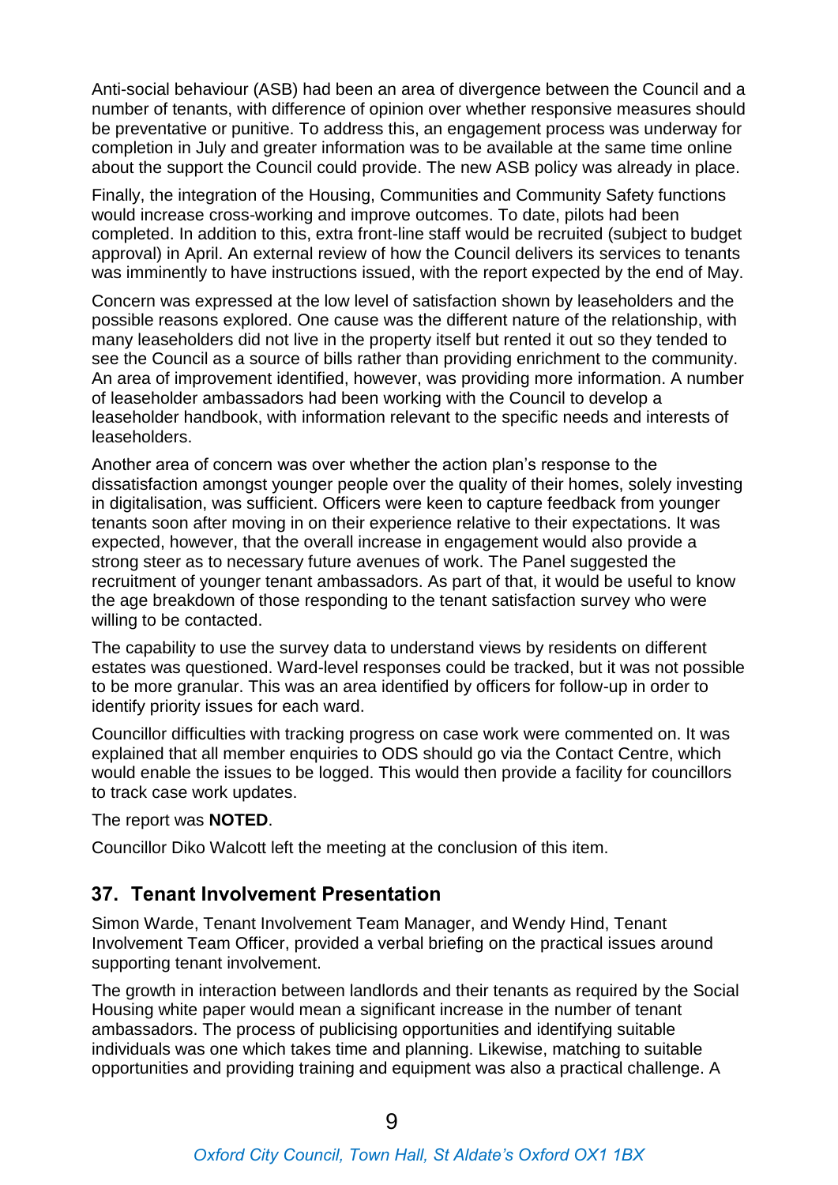Anti-social behaviour (ASB) had been an area of divergence between the Council and a number of tenants, with difference of opinion over whether responsive measures should be preventative or punitive. To address this, an engagement process was underway for completion in July and greater information was to be available at the same time online about the support the Council could provide. The new ASB policy was already in place.

Finally, the integration of the Housing, Communities and Community Safety functions would increase cross-working and improve outcomes. To date, pilots had been completed. In addition to this, extra front-line staff would be recruited (subject to budget approval) in April. An external review of how the Council delivers its services to tenants was imminently to have instructions issued, with the report expected by the end of May.

Concern was expressed at the low level of satisfaction shown by leaseholders and the possible reasons explored. One cause was the different nature of the relationship, with many leaseholders did not live in the property itself but rented it out so they tended to see the Council as a source of bills rather than providing enrichment to the community. An area of improvement identified, however, was providing more information. A number of leaseholder ambassadors had been working with the Council to develop a leaseholder handbook, with information relevant to the specific needs and interests of leaseholders.

Another area of concern was over whether the action plan's response to the dissatisfaction amongst younger people over the quality of their homes, solely investing in digitalisation, was sufficient. Officers were keen to capture feedback from younger tenants soon after moving in on their experience relative to their expectations. It was expected, however, that the overall increase in engagement would also provide a strong steer as to necessary future avenues of work. The Panel suggested the recruitment of younger tenant ambassadors. As part of that, it would be useful to know the age breakdown of those responding to the tenant satisfaction survey who were willing to be contacted.

The capability to use the survey data to understand views by residents on different estates was questioned. Ward-level responses could be tracked, but it was not possible to be more granular. This was an area identified by officers for follow-up in order to identify priority issues for each ward.

Councillor difficulties with tracking progress on case work were commented on. It was explained that all member enquiries to ODS should go via the Contact Centre, which would enable the issues to be logged. This would then provide a facility for councillors to track case work updates.

The report was **NOTED**.

Councillor Diko Walcott left the meeting at the conclusion of this item.

## 37. Tenant Involvement Presentation

Simon Warde, Tenant Involvement Team Manager, and Wendy Hind, Tenant Involvement Team Officer, provided a verbal briefing on the practical issues around supporting tenant involvement.

The growth in interaction between landlords and their tenants as required by the Social Housing white paper would mean a significant increase in the number of tenant ambassadors. The process of publicising opportunities and identifying suitable individuals was one which takes time and planning. Likewise, matching to suitable opportunities and providing training and equipment was also a practical challenge. A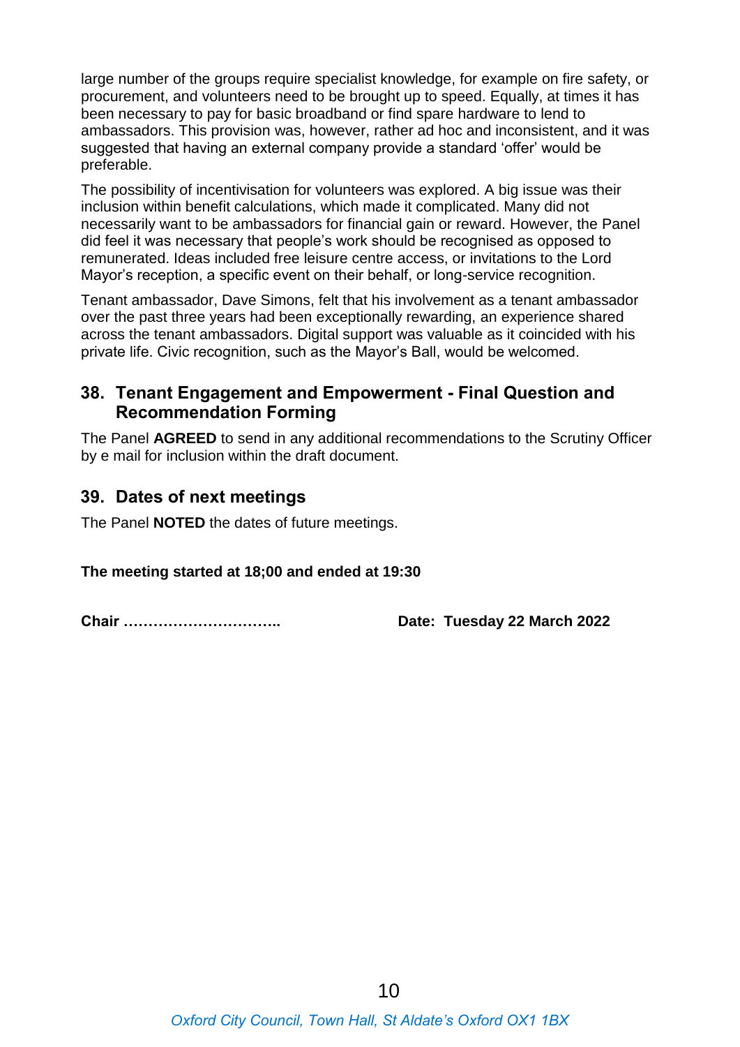large number of the groups require specialist knowledge, for example on fire safety, or procurement, and volunteers need to be brought up to speed. Equally, at times it has been necessary to pay for basic broadband or find spare hardware to lend to ambassadors. This provision was, however, rather ad hoc and inconsistent, and it was suggested that having an external company provide a standard 'offer' would be preferable.

The possibility of incentivisation for volunteers was explored. A big issue was their inclusion within benefit calculations, which made it complicated. Many did not necessarily want to be ambassadors for financial gain or reward. However, the Panel did feel it was necessary that people's work should be recognised as opposed to remunerated. Ideas included free leisure centre access, or invitations to the Lord Mayor's reception, a specific event on their behalf, or long-service recognition.

Tenant ambassador, Dave Simons, felt that his involvement as a tenant ambassador over the past three years had been exceptionally rewarding, an experience shared across the tenant ambassadors. Digital support was valuable as it coincided with his private life. Civic recognition, such as the Mayor's Ball, would be welcomed.

## 38. Tenant Engagement and Empowerment - Final Question and Recommendation Forming

The Panel **AGREED** to send in any additional recommendations to the Scrutiny Officer by e mail for inclusion within the draft document.

## 39. Dates of next meetings

The Panel **NOTED** the dates of future meetings.

**The meeting started at 18;00 and ended at 19:30**

**Chair …………………………..** **Date: Tuesday 22 March 2022**

*Oxford City Council, Town Hall, St Aldate's Oxford OX1 1BX*